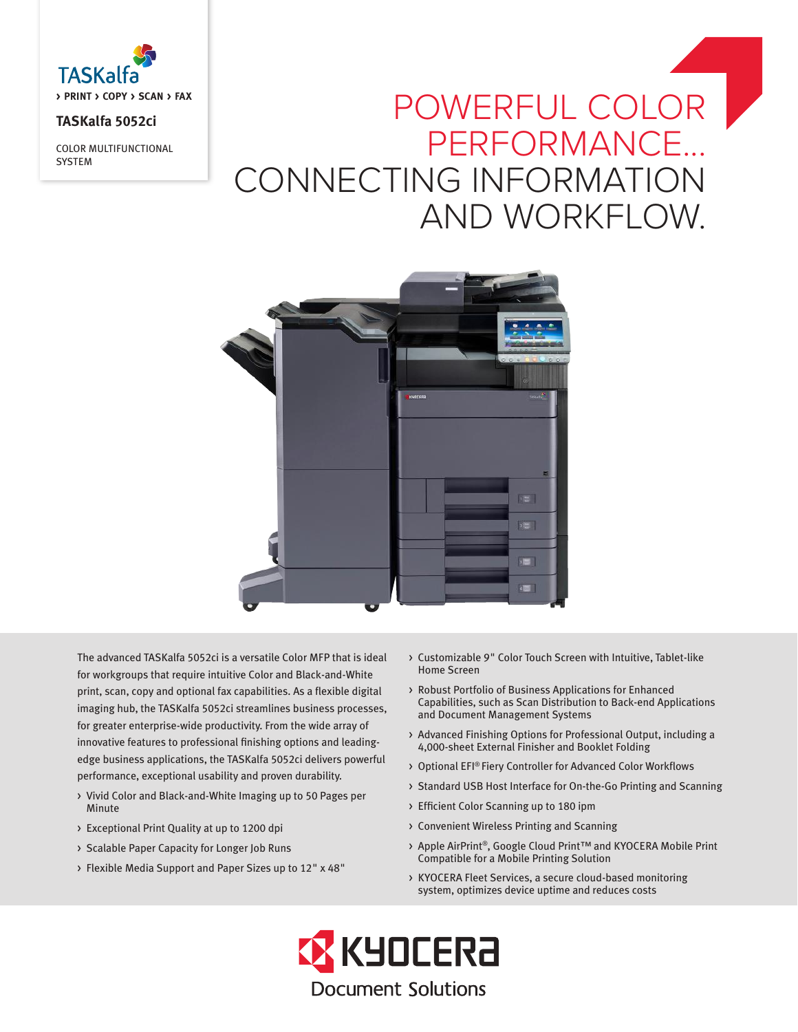TASKalfa

› PRINT › COPY › SCAN › FAX

**TASKalfa 5052ci**

COLOR MULTIFUNCTIONAL SYSTEM

# POWERFUL COLOR PERFORMANCE... CONNECTING INFORMATION AND WORKFLOW.

The advanced TASKalfa 5052ci is a versatile Color MFP that is ideal for workgroups that require intuitive Color and Black-and-White print, scan, copy and optional fax capabilities. As a flexible digital imaging hub, the TASKalfa 5052ci streamlines business processes, for greater enterprise-wide productivity. From the wide array of innovative features to professional finishing options and leading-edge business applications, the TASKalfa 5052ci delivers powerful performance, exceptional usability and proven durability.

- Vivid Color and Black-and-White Imaging up to 50 Pages per Minute
- Exceptional Print Quality at up to 1200 dpi
- Scalable Paper Capacity for Longer Job Runs
- Flexible Media Support and Paper Sizes up to 12" x 48"
- Customizable 9" Color Touch Screen with Intuitive, Tablet-like Home Screen
- Robust Portfolio of Business Applications for Enhanced Capabilities, such as Scan Distribution to Back-end Applications and Document Management Systems
- Advanced Finishing Options for Professional Output, including a 4,000-sheet External Finisher and Booklet Folding
- Optional EFI® Fiery Controller for Advanced Color Workflows
- Standard USB Host Interface for On-the-Go Printing and Scanning
- Efficient Color Scanning up to 180 ipm
- Convenient Wireless Printing and Scanning
- Apple AirPrint®, Google Cloud Print™ and KYOCERA Mobile Print Compatible for a Mobile Printing Solution
- KYOCERA Fleet Services, a secure cloud-based monitoring system, optimizes device uptime and reduces costs

KYOCERA Document Solutions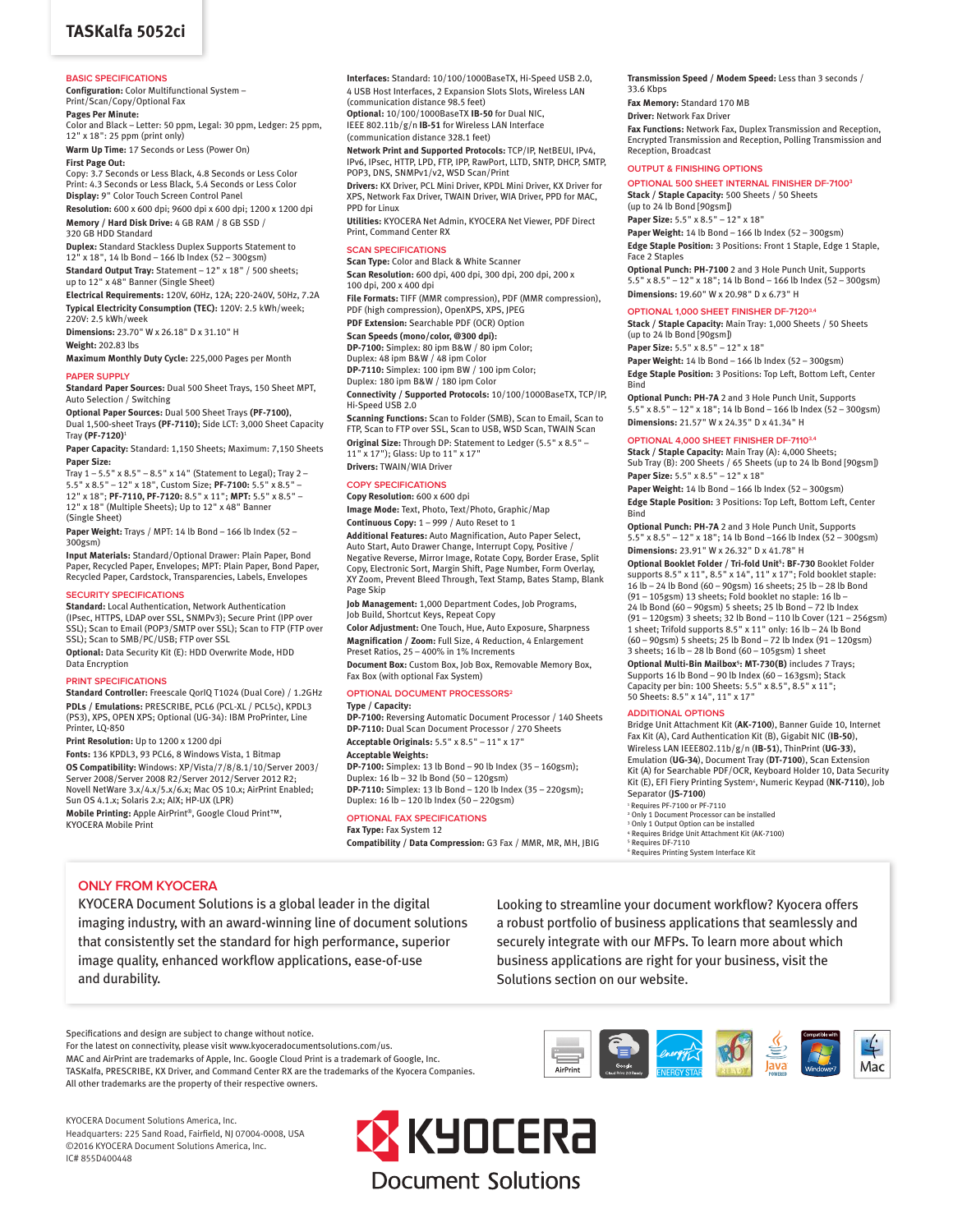# TASKalfa 5052ci

## BASIC SPECIFICATIONS

**Configuration:** Color Multifunctional System – Print/Scan/Copy/Optional Fax

**Pages Per Minute:** Color and Black – Letter: 50 ppm, Legal: 30 ppm, Ledger: 25 ppm, 12" x 18": 25 ppm (print only)

**Warm Up Time:** 17 Seconds or Less (Power On)

**First Page Out:** Copy: 3.7 Seconds or Less Black, 4.8 Seconds or Less Color Print: 4.3 Seconds or Less Black, 5.4 Seconds or Less Color

**Display:** 9" Color Touch Screen Control Panel

**Resolution:** 600 x 600 dpi; 9600 dpi x 600 dpi; 1200 x 1200 dpi

**Memory / Hard Disk Drive:** 4 GB RAM / 8 GB SSD / 320 GB HDD Standard

**Duplex:** Standard Stackless Duplex Supports Statement to 12" x 18", 14 lb Bond – 166 lb Index (52 – 300gsm)

**Standard Output Tray:** Statement – 12" x 18" / 500 sheets; up to 12" x 48" Banner (Single Sheet)

**Electrical Requirements:** 120V, 60Hz, 12A; 220-240V, 50Hz, 7.2A

**Typical Electricity Consumption (TEC):** 120V: 2.5 kWh/week; 220V: 2.5 kWh/week

**Dimensions:** 23.70" W x 26.18" D x 31.10" H

**Weight:** 202.83 lbs

**Maximum Monthly Duty Cycle:** 225,000 Pages per Month

## PAPER SUPPLY

**Standard Paper Sources:** Dual 500 Sheet Trays, 150 Sheet MPT, Auto Selection / Switching

**Optional Paper Sources:** Dual 500 Sheet Trays **(PF-7100)**, Dual 1,500-sheet Trays **(PF-7110)**; Side LCT: 3,000 Sheet Capacity Tray **(PF-7120)**[1]

**Paper Capacity:** Standard: 1,150 Sheets; Maximum: 7,150 Sheets

**Paper Size:** Tray 1 – 5.5" x 8.5" – 8.5" x 14" (Statement to Legal); Tray 2 – 5.5" x 8.5" – 12" x 18", Custom Size; **PF-7100:** 5.5" x 8.5" – 12" x 18"; **PF-7110, PF-7120:** 8.5" x 11"; **MPT:** 5.5" x 8.5" – 12" x 18" (Multiple Sheets); Up to 12" x 48" Banner (Single Sheet)

**Paper Weight:** Trays / MPT: 14 lb Bond – 166 lb Index (52 – 300gsm)

**Input Materials:** Standard/Optional Drawer: Plain Paper, Bond Paper, Recycled Paper, Envelopes; MPT: Plain Paper, Bond Paper, Recycled Paper, Cardstock, Transparencies, Labels, Envelopes

## SECURITY SPECIFICATIONS

**Standard:** Local Authentication, Network Authentication (IPsec, HTTPS, LDAP over SSL, SNMPv3); Secure Print (IPP over SSL); Scan to Email (POP3/SMTP over SSL); Scan to FTP (FTP over SSL); Scan to SMB/PC/USB; FTP over SSL

**Optional:** Data Security Kit (E): HDD Overwrite Mode, HDD Data Encryption

## PRINT SPECIFICATIONS

**Standard Controller:** Freescale QorIQ T1024 (Dual Core) / 1.2GHz

**PDLs / Emulations:** PRESCRIBE, PCL6 (PCL-XL / PCL5c), KPDL3 (PS3), XPS, OPEN XPS; Optional (UG-34): IBM ProPrinter, Line Printer, LQ-850

**Print Resolution:** Up to 1200 x 1200 dpi

**Fonts:** 136 KPDL3, 93 PCL6, 8 Windows Vista, 1 Bitmap

**OS Compatibility:** Windows: XP/Vista/7/8/8.1/10/Server 2003/ Server 2008/Server 2008 R2/Server 2012/Server 2012 R2; Novell NetWare 3.x/4.x/5.x/6.x; Mac OS 10.x; AirPrint Enabled; Sun OS 4.1.x; Solaris 2.x; AIX; HP-UX (LPR)

**Mobile Printing:** Apple AirPrint®, Google Cloud Print™, KYOCERA Mobile Print

**Interfaces:** Standard: 10/100/1000BaseTX, Hi-Speed USB 2.0, 4 USB Host Interfaces, 2 Expansion Slots Slots, Wireless LAN (communication distance 98.5 feet)

**Optional:** 10/100/1000BaseTX **IB-50** for Dual NIC, IEEE 802.11b/g/n **IB-51** for Wireless LAN Interface (communication distance 328.1 feet)

**Network Print and Supported Protocols:** TCP/IP, NetBEUI, IPv4, IPv6, IPsec, HTTP, LPD, FTP, IPP, RawPort, LLTD, SNTP, DHCP, SMTP, POP3, DNS, SNMPv1/v2, WSD Scan/Print

**Drivers:** KX Driver, PCL Mini Driver, KPDL Mini Driver, KX Driver for XPS, Network Fax Driver, TWAIN Driver, WIA Driver, PPD for MAC, PPD for Linux

**Utilities:** KYOCERA Net Admin, KYOCERA Net Viewer, PDF Direct Print, Command Center RX

## SCAN SPECIFICATIONS

**Scan Type:** Color and Black & White Scanner

**Scan Resolution:** 600 dpi, 400 dpi, 300 dpi, 200 dpi, 200 x 100 dpi, 200 x 400 dpi

**File Formats:** TIFF (MMR compression), PDF (MMR compression), PDF (high compression), OpenXPS, XPS, JPEG

**PDF Extension:** Searchable PDF (OCR) Option

**Scan Speeds (mono/color, @300 dpi):**
**DP-7100:** Simplex: 80 ipm B&W / 80 ipm Color; Duplex: 48 ipm B&W / 48 ipm Color
**DP-7110:** Simplex: 100 ipm BW / 100 ipm Color; Duplex: 180 ipm B&W / 180 ipm Color

**Connectivity / Supported Protocols:** 10/100/1000BaseTX, TCP/IP, Hi-Speed USB 2.0

**Scanning Functions:** Scan to Folder (SMB), Scan to Email, Scan to FTP, Scan to FTP over SSL, Scan to USB, WSD Scan, TWAIN Scan

**Original Size:** Through DP: Statement to Ledger (5.5" x 8.5" – 11" x 17"); Glass: Up to 11" x 17"

**Drivers:** TWAIN/WIA Driver

## COPY SPECIFICATIONS

**Copy Resolution:** 600 x 600 dpi

**Image Mode:** Text, Photo, Text/Photo, Graphic/Map

**Continuous Copy:** 1 – 999 / Auto Reset to 1

**Additional Features:** Auto Magnification, Auto Paper Select, Auto Start, Auto Drawer Change, Interrupt Copy, Positive / Negative Reverse, Mirror Image, Rotate Copy, Border Erase, Split Copy, Electronic Sort, Margin Shift, Page Number, Form Overlay, XY Zoom, Prevent Bleed Through, Text Stamp, Bates Stamp, Blank Page Skip

**Job Management:** 1,000 Department Codes, Job Programs, Job Build, Shortcut Keys, Repeat Copy

**Color Adjustment:** One Touch, Hue, Auto Exposure, Sharpness

**Magnification / Zoom:** Full Size, 4 Reduction, 4 Enlargement Preset Ratios, 25 – 400% in 1% Increments

**Document Box:** Custom Box, Job Box, Removable Memory Box, Fax Box (with optional Fax System)

## OPTIONAL DOCUMENT PROCESSORS[2]

**Type / Capacity:**
**DP-7100:** Reversing Automatic Document Processor / 140 Sheets
**DP-7110:** Dual Scan Document Processor / 270 Sheets

**Acceptable Originals:** 5.5" x 8.5" – 11" x 17"

**Acceptable Weights:**
**DP-7100:** Simplex: 13 lb Bond – 90 lb Index (35 – 160gsm); Duplex: 16 lb – 32 lb Bond (50 – 120gsm)
**DP-7110:** Simplex: 13 lb Bond – 120 lb Index (35 – 220gsm); Duplex: 16 lb – 120 lb Index (50 – 220gsm)

## OPTIONAL FAX SPECIFICATIONS

**Fax Type:** Fax System 12

**Compatibility / Data Compression:** G3 Fax / MMR, MR, MH, JBIG

**Transmission Speed / Modem Speed:** Less than 3 seconds / 33.6 Kbps

**Fax Memory:** Standard 170 MB

**Driver:** Network Fax Driver

**Fax Functions:** Network Fax, Duplex Transmission and Reception, Encrypted Transmission and Reception, Polling Transmission and Reception, Broadcast

## OUTPUT & FINISHING OPTIONS

### OPTIONAL 500 SHEET INTERNAL FINISHER DF-7100[3]

**Stack / Staple Capacity:** 500 Sheets / 50 Sheets (up to 24 lb Bond [90gsm])

**Paper Size:** 5.5" x 8.5" – 12" x 18"

**Paper Weight:** 14 lb Bond – 166 lb Index (52 – 300gsm)

**Edge Staple Position:** 3 Positions: Front 1 Staple, Edge 1 Staple, Face 2 Staples

**Optional Punch: PH-7100** 2 and 3 Hole Punch Unit, Supports 5.5" x 8.5" – 12" x 18"; 14 lb Bond – 166 lb Index (52 – 300gsm)

**Dimensions:** 19.60" W x 20.98" D x 6.73" H

### OPTIONAL 1,000 SHEET FINISHER DF-7120[3,4]

**Stack / Staple Capacity:** Main Tray: 1,000 Sheets / 50 Sheets (up to 24 lb Bond [90gsm])

**Paper Size:** 5.5" x 8.5" – 12" x 18"

**Paper Weight:** 14 lb Bond – 166 lb Index (52 – 300gsm)

**Edge Staple Position:** 3 Positions: Top Left, Bottom Left, Center Bind

**Optional Punch: PH-7A** 2 and 3 Hole Punch Unit, Supports 5.5" x 8.5" – 12" x 18"; 14 lb Bond – 166 lb Index (52 – 300gsm)

**Dimensions:** 21.57" W x 24.35" D x 41.34" H

### OPTIONAL 4,000 SHEET FINISHER DF-7110[3,4]

**Stack / Staple Capacity:** Main Tray (A): 4,000 Sheets; Sub Tray (B): 200 Sheets / 65 Sheets (up to 24 lb Bond [90gsm])

**Paper Size:** 5.5" x 8.5" – 12" x 18"

**Paper Weight:** 14 lb Bond – 166 lb Index (52 – 300gsm)

**Edge Staple Position:** 3 Positions: Top Left, Bottom Left, Center Bind

**Optional Punch: PH-7A** 2 and 3 Hole Punch Unit, Supports 5.5" x 8.5" – 12" x 18"; 14 lb Bond –166 lb Index (52 – 300gsm)

**Dimensions:** 23.91" W x 26.32" D x 41.78" H

**Optional Booklet Folder / Tri-fold Unit[5]: BF-730** Booklet Folder supports 8.5" x 11", 8.5" x 14", 11" x 17"; Fold booklet staple: 16 lb – 24 lb Bond (60 – 90gsm) 16 sheets; 25 lb – 28 lb Bond (91 – 105gsm) 13 sheets; Fold booklet no staple: 16 lb – 24 lb Bond (60 – 90gsm) 5 sheets; 25 lb Bond – 72 lb Index (91 – 120gsm) 3 sheets; 32 lb Bond – 110 lb Cover (121 – 256gsm) 1 sheet; Trifold supports 8.5" x 11" only: 16 lb – 24 lb Bond (60 – 90gsm) 5 sheets; 25 lb Bond – 72 lb Index (91 – 120gsm) 3 sheets; 16 lb – 28 lb Bond (60 – 105gsm) 1 sheet

**Optional Multi-Bin Mailbox[5]: MT-730(B)** includes 7 Trays; Supports 16 lb Bond – 90 lb Index (60 – 163gsm); Stack Capacity per bin: 100 Sheets: 5.5" x 8.5", 8.5" x 11"; 50 Sheets: 8.5" x 14", 11" x 17"

## ADDITIONAL OPTIONS

Bridge Unit Attachment Kit **(AK-7100)**, Banner Guide 10, Internet Fax Kit (A), Card Authentication Kit (B), Gigabit NIC **(IB-50)**, Wireless LAN IEEE802.11b/g/n **(IB-51)**, ThinPrint **(UG-33)**, Emulation **(UG-34)**, Document Tray **(DT-7100)**, Scan Extension Kit (A) for Searchable PDF/OCR, Keyboard Holder 10, Data Security Kit (E), EFI Fiery Printing System[6], Numeric Keypad **(NK-7110)**, Job Separator **(JS-7100)**

[1] Requires PF-7100 or PF-7110
[2] Only 1 Document Processor can be installed
[3] Only 1 Output Option can be installed
[4] Requires Bridge Unit Attachment Kit (AK-7100)
[5] Requires DF-7110
[6] Requires Printing System Interface Kit

## ONLY FROM KYOCERA

KYOCERA Document Solutions is a global leader in the digital imaging industry, with an award-winning line of document solutions that consistently set the standard for high performance, superior image quality, enhanced workflow applications, ease-of-use and durability.

Looking to streamline your document workflow? Kyocera offers a robust portfolio of business applications that seamlessly and securely integrate with our MFPs. To learn more about which business applications are right for your business, visit the Solutions section on our website.

Specifications and design are subject to change without notice.
For the latest on connectivity, please visit www.kyoceradocumentsolutions.com/us.
MAC and AirPrint are trademarks of Apple, Inc. Google Cloud Print is a trademark of Google, Inc.
TASKalfa, PRESCRIBE, KX Driver, and Command Center RX are the trademarks of the Kyocera Companies.
All other trademarks are the property of their respective owners.

AirPrint | Google Cloud Print 2.0 Ready | ENERGY STAR | R6 | Java Powered | Compatible with Windows 7 | Mac

KYOCERA Document Solutions America, Inc.
Headquarters: 225 Sand Road, Fairfield, NJ 07004-0008, USA
©2016 KYOCERA Document Solutions America, Inc.
IC# 855D400448

KYOCERA Document Solutions